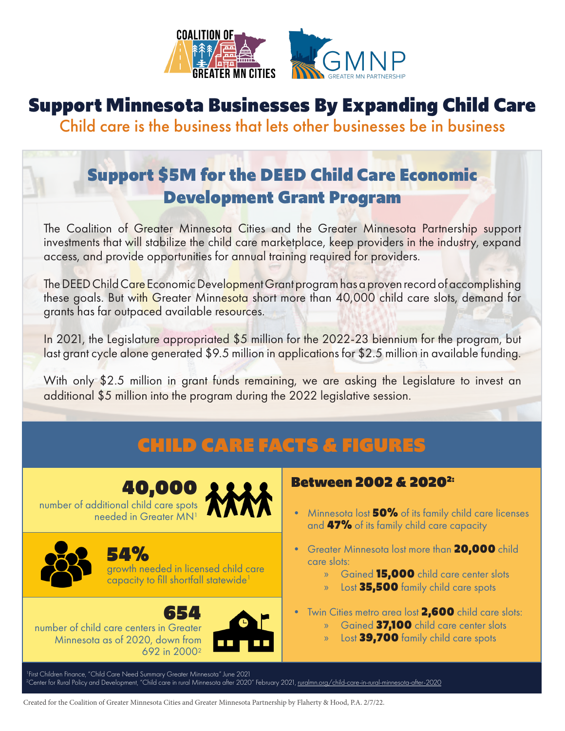COALITION OF GREATER MN CITIES

GMNP GREATER MN PARTNERSHIP

# Support Minnesota Businesses By Expanding Child Care

Child care is the business that lets other businesses be in business

## Support $5M for the DEED Child Care Economic Development Grant Program

The Coalition of Greater Minnesota Cities and the Greater Minnesota Partnership support investments that will stabilize the child care marketplace, keep providers in the industry, expand access, and provide opportunities for annual training required for providers.

The DEED Child Care Economic Development Grant program has a proven record of accomplishing these goals. But with Greater Minnesota short more than 40,000 child care slots, demand for grants has far outpaced available resources.

In 2021, the Legislature appropriated $5 million for the 2022-23 biennium for the program, but last grant cycle alone generated $9.5 million in applications for $2.5 million in available funding.

With only $2.5 million in grant funds remaining, we are asking the Legislature to invest an additional $5 million into the program during the 2022 legislative session.

## CHILD CARE FACTS & FIGURES

**40,000**
number of additional child care spots needed in Greater MN[1]

**54%**
growth needed in licensed child care capacity to fill shortfall statewide[1]

**654**
number of child care centers in Greater Minnesota as of 2020, down from 692 in 2000[2]

### Between 2002 & 2020[2]:

- Minnesota lost **50%** of its family child care licenses and **47%** of its family child care capacity
- Greater Minnesota lost more than **20,000** child care slots:
  - Gained **15,000** child care center slots
  - Lost **35,500** family child care spots
- Twin Cities metro area lost **2,600** child care slots:
  - Gained **37,100** child care center slots
  - Lost **39,700** family child care spots

[1]First Children Finance, "Child Care Need Summary Greater Minnesota" June 2021
[2]Center for Rural Policy and Development, "Child care in rural Minnesota after 2020" February 2021, ruralmn.org/child-care-in-rural-minnesota-after-2020

Created for the Coalition of Greater Minnesota Cities and Greater Minnesota Partnership by Flaherty & Hood, P.A. 2/7/22.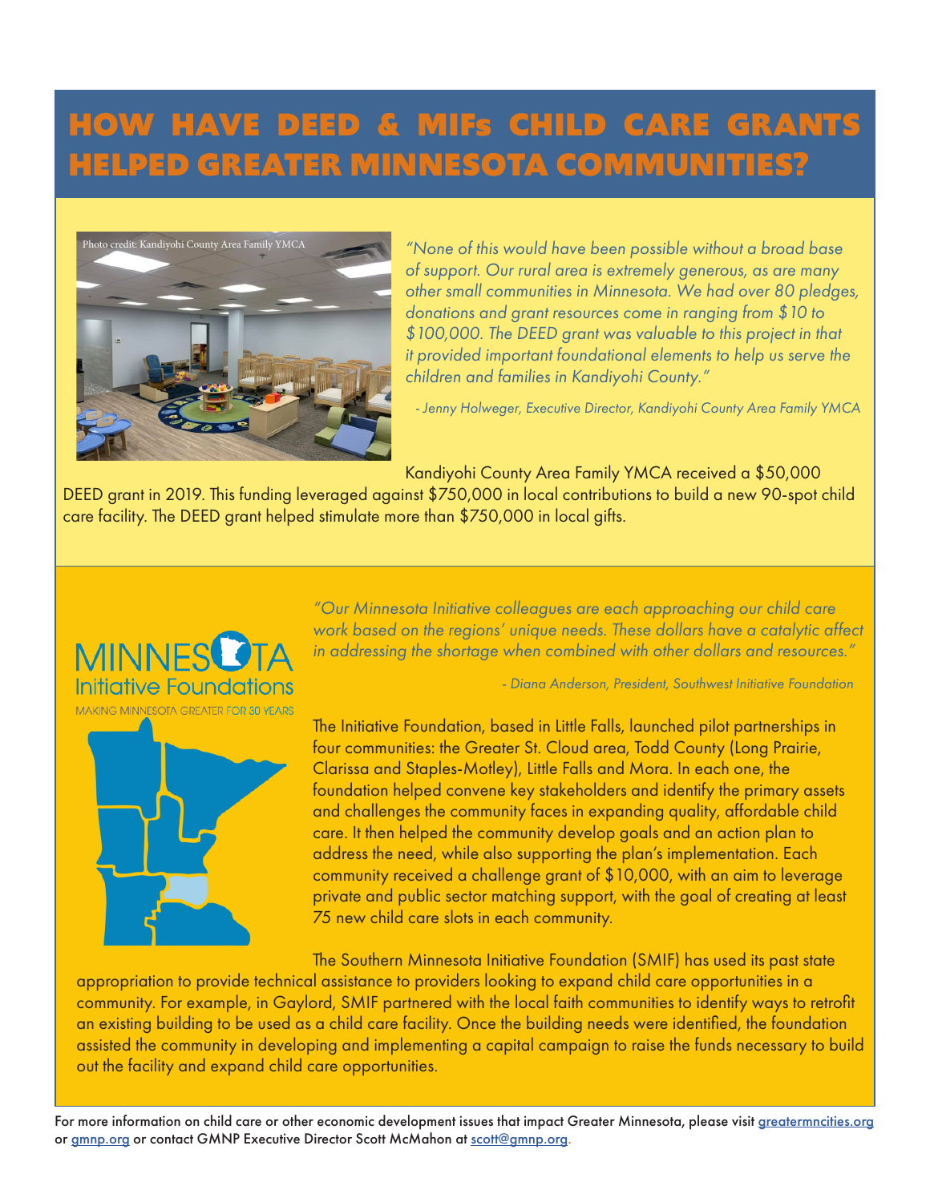# HOW HAVE DEED & MIFs CHILD CARE GRANTS HELPED GREATER MINNESOTA COMMUNITIES?

Photo credit: Kandiyohi County Area Family YMCA

*"None of this would have been possible without a broad base of support. Our rural area is extremely generous, as are many other small communities in Minnesota. We had over 80 pledges, donations and grant resources come in ranging from $10 to $100,000. The DEED grant was valuable to this project in that it provided important foundational elements to help us serve the children and families in Kandiyohi County."*

*- Jenny Holweger, Executive Director, Kandiyohi County Area Family YMCA*

Kandiyohi County Area Family YMCA received a $50,000 DEED grant in 2019. This funding leveraged against $750,000 in local contributions to build a new 90-spot child care facility. The DEED grant helped stimulate more than $750,000 in local gifts.

MINNESOTA Initiative Foundations

MAKING MINNESOTA GREATER FOR 30 YEARS

*"Our Minnesota Initiative colleagues are each approaching our child care work based on the regions' unique needs. These dollars have a catalytic affect in addressing the shortage when combined with other dollars and resources."*

*- Diana Anderson, President, Southwest Initiative Foundation*

The Initiative Foundation, based in Little Falls, launched pilot partnerships in four communities: the Greater St. Cloud area, Todd County (Long Prairie, Clarissa and Staples-Motley), Little Falls and Mora. In each one, the foundation helped convene key stakeholders and identify the primary assets and challenges the community faces in expanding quality, affordable child care. It then helped the community develop goals and an action plan to address the need, while also supporting the plan's implementation. Each community received a challenge grant of $10,000, with an aim to leverage private and public sector matching support, with the goal of creating at least 75 new child care slots in each community.

The Southern Minnesota Initiative Foundation (SMIF) has used its past state appropriation to provide technical assistance to providers looking to expand child care opportunities in a community. For example, in Gaylord, SMIF partnered with the local faith communities to identify ways to retrofit an existing building to be used as a child care facility. Once the building needs were identified, the foundation assisted the community in developing and implementing a capital campaign to raise the funds necessary to build out the facility and expand child care opportunities.

For more information on child care or other economic development issues that impact Greater Minnesota, please visit greatermncities.org or gmnp.org or contact GMNP Executive Director Scott McMahon at scott@gmnp.org.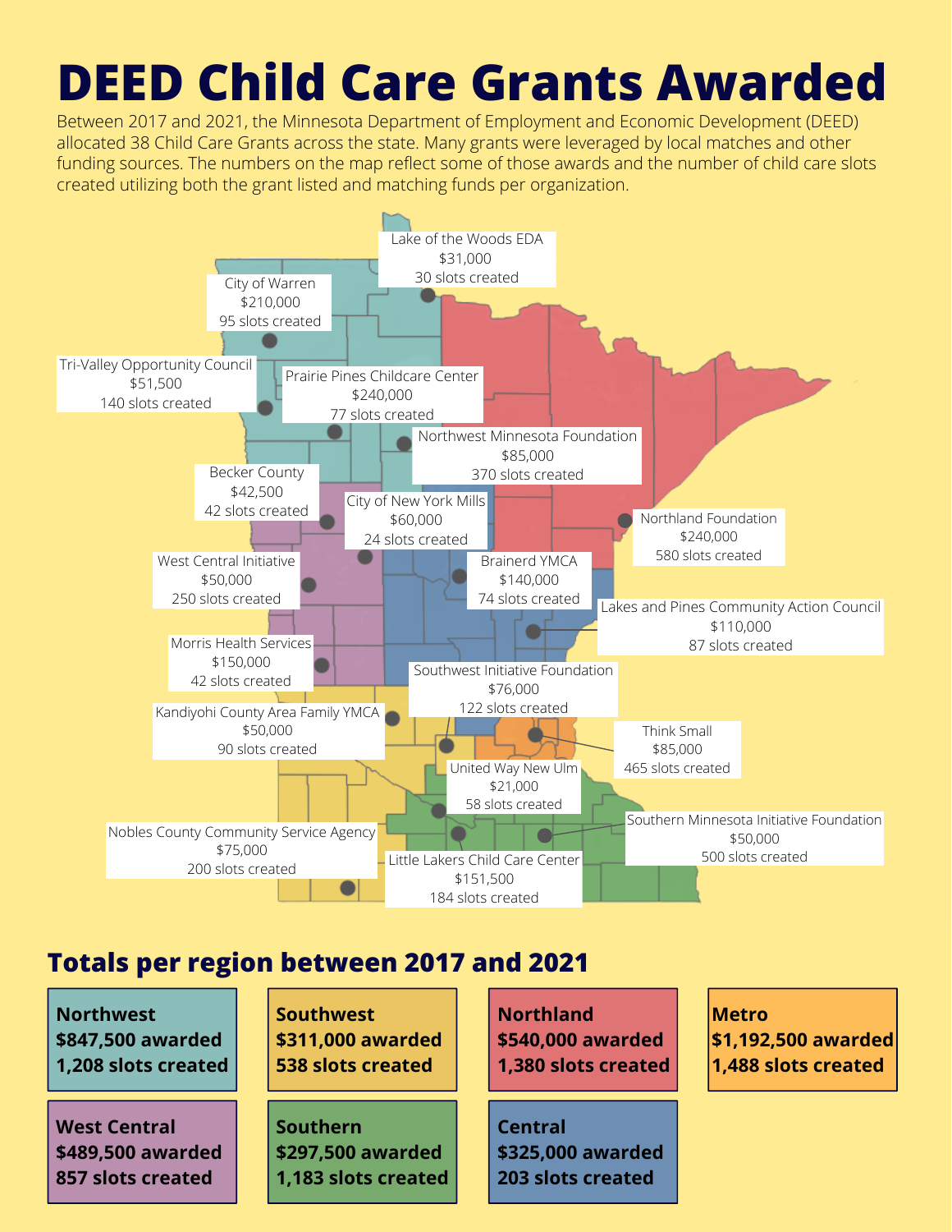# DEED Child Care Grants Awarded

Between 2017 and 2021, the Minnesota Department of Employment and Economic Development (DEED) allocated 38 Child Care Grants across the state. Many grants were leveraged by local matches and other funding sources. The numbers on the map reflect some of those awards and the number of child care slots created utilizing both the grant listed and matching funds per organization.

Lake of the Woods EDA
$31,000
30 slots created

City of Warren
$210,000
95 slots created

Tri-Valley Opportunity Council
$51,500
140 slots created

Prairie Pines Childcare Center
$240,000
77 slots created

Northwest Minnesota Foundation
$85,000
370 slots created

Becker County
$42,500
42 slots created

City of New York Mills
$60,000
24 slots created

Northland Foundation
$240,000
580 slots created

West Central Initiative
$50,000
250 slots created

Brainerd YMCA
$140,000
74 slots created

Lakes and Pines Community Action Council
$110,000
87 slots created

Morris Health Services
$150,000
42 slots created

Southwest Initiative Foundation
$76,000
122 slots created

Kandiyohi County Area Family YMCA
$50,000
90 slots created

Think Small
$85,000
465 slots created

United Way New Ulm
$21,000
58 slots created

Southern Minnesota Initiative Foundation
$50,000
500 slots created

Nobles County Community Service Agency
$75,000
200 slots created

Little Lakers Child Care Center
$151,500
184 slots created

## Totals per region between 2017 and 2021

**Northwest**
**$847,500 awarded**
**1,208 slots created**

**Southwest**
**$311,000 awarded**
**538 slots created**

**Northland**
**$540,000 awarded**
**1,380 slots created**

**Metro**
**$1,192,500 awarded**
**1,488 slots created**

**West Central**
**$489,500 awarded**
**857 slots created**

**Southern**
**$297,500 awarded**
**1,183 slots created**

**Central**
**$325,000 awarded**
**203 slots created**